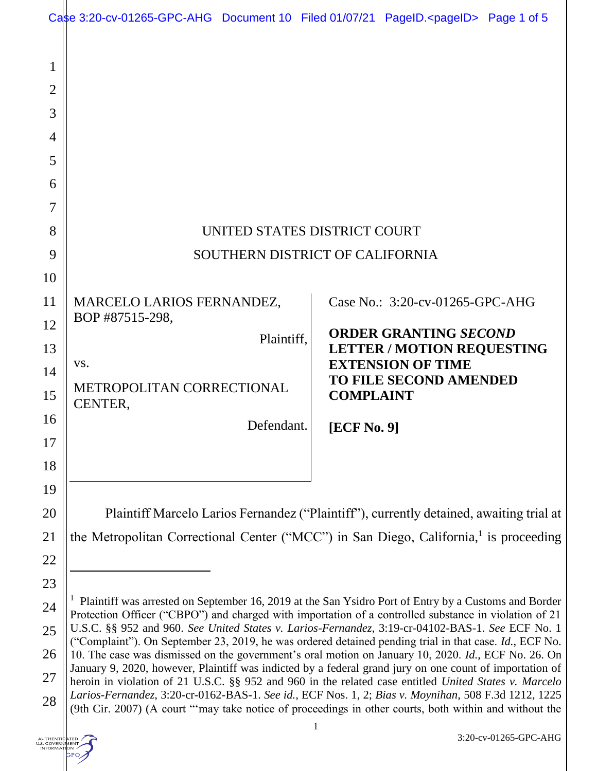UNITED STATES DISTRICT COURT

SOUTHERN DISTRICT OF CALIFORNIA

MARCELO LARIOS FERNANDEZ,
BOP #87515-298,

Plaintiff,

vs.

METROPOLITAN CORRECTIONAL CENTER,

Defendant.

Case No.: 3:20-cv-01265-GPC-AHG

**ORDER GRANTING *SECOND* LETTER / MOTION REQUESTING EXTENSION OF TIME TO FILE SECOND AMENDED COMPLAINT**

**[ECF No. 9]**

Plaintiff Marcelo Larios Fernandez ("Plaintiff"), currently detained, awaiting trial at the Metropolitan Correctional Center ("MCC") in San Diego, California,[1] is proceeding

---

[1] Plaintiff was arrested on September 16, 2019 at the San Ysidro Port of Entry by a Customs and Border Protection Officer ("CBPO") and charged with importation of a controlled substance in violation of 21 U.S.C. §§ 952 and 960. *See United States v. Larios-Fernandez*, 3:19-cr-04102-BAS-1. *See* ECF No. 1 ("Complaint"). On September 23, 2019, he was ordered detained pending trial in that case. *Id.*, ECF No. 10. The case was dismissed on the government's oral motion on January 10, 2020. *Id.*, ECF No. 26. On January 9, 2020, however, Plaintiff was indicted by a federal grand jury on one count of importation of heroin in violation of 21 U.S.C. §§ 952 and 960 in the related case entitled *United States v. Marcelo Larios-Fernandez*, 3:20-cr-0162-BAS-1. *See id.*, ECF Nos. 1, 2; *Bias v. Moynihan*, 508 F.3d 1212, 1225 (9th Cir. 2007) (A court "'may take notice of proceedings in other courts, both within and without the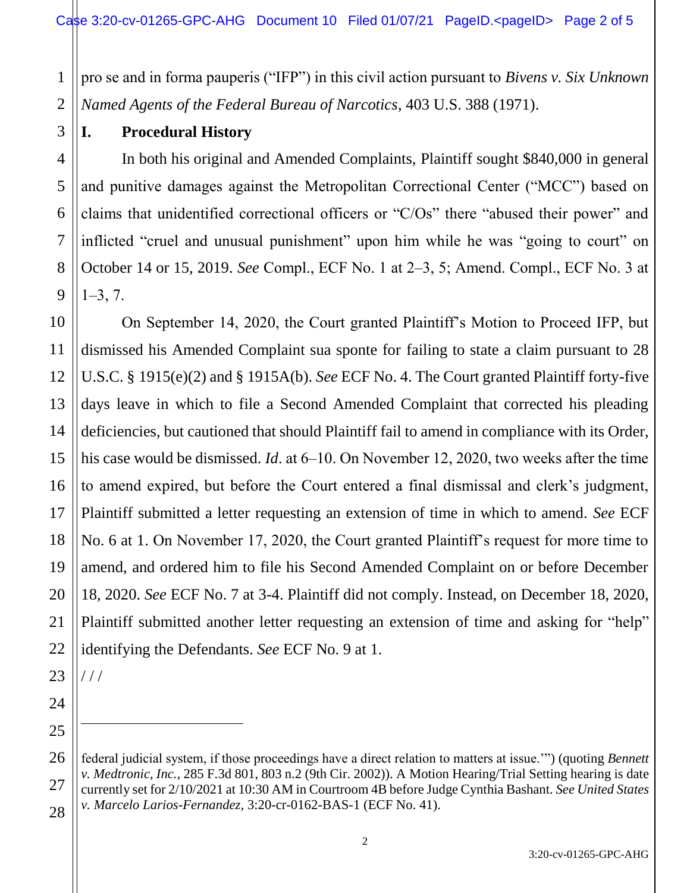pro se and in forma pauperis ("IFP") in this civil action pursuant to *Bivens v. Six Unknown Named Agents of the Federal Bureau of Narcotics*, 403 U.S. 388 (1971).

## I. Procedural History

In both his original and Amended Complaints, Plaintiff sought $840,000 in general and punitive damages against the Metropolitan Correctional Center ("MCC") based on claims that unidentified correctional officers or "C/Os" there "abused their power" and inflicted "cruel and unusual punishment" upon him while he was "going to court" on October 14 or 15, 2019. *See* Compl., ECF No. 1 at 2–3, 5; Amend. Compl., ECF No. 3 at 1–3, 7.

On September 14, 2020, the Court granted Plaintiff's Motion to Proceed IFP, but dismissed his Amended Complaint sua sponte for failing to state a claim pursuant to 28 U.S.C. § 1915(e)(2) and § 1915A(b). *See* ECF No. 4. The Court granted Plaintiff forty-five days leave in which to file a Second Amended Complaint that corrected his pleading deficiencies, but cautioned that should Plaintiff fail to amend in compliance with its Order, his case would be dismissed. *Id*. at 6–10. On November 12, 2020, two weeks after the time to amend expired, but before the Court entered a final dismissal and clerk's judgment, Plaintiff submitted a letter requesting an extension of time in which to amend. *See* ECF No. 6 at 1. On November 17, 2020, the Court granted Plaintiff's request for more time to amend, and ordered him to file his Second Amended Complaint on or before December 18, 2020. *See* ECF No. 7 at 3-4. Plaintiff did not comply. Instead, on December 18, 2020, Plaintiff submitted another letter requesting an extension of time and asking for "help" identifying the Defendants. *See* ECF No. 9 at 1.

/ / /

---

federal judicial system, if those proceedings have a direct relation to matters at issue.'") (quoting *Bennett v. Medtronic, Inc.*, 285 F.3d 801, 803 n.2 (9th Cir. 2002)). A Motion Hearing/Trial Setting hearing is date currently set for 2/10/2021 at 10:30 AM in Courtroom 4B before Judge Cynthia Bashant. *See United States v. Marcelo Larios-Fernandez*, 3:20-cr-0162-BAS-1 (ECF No. 41).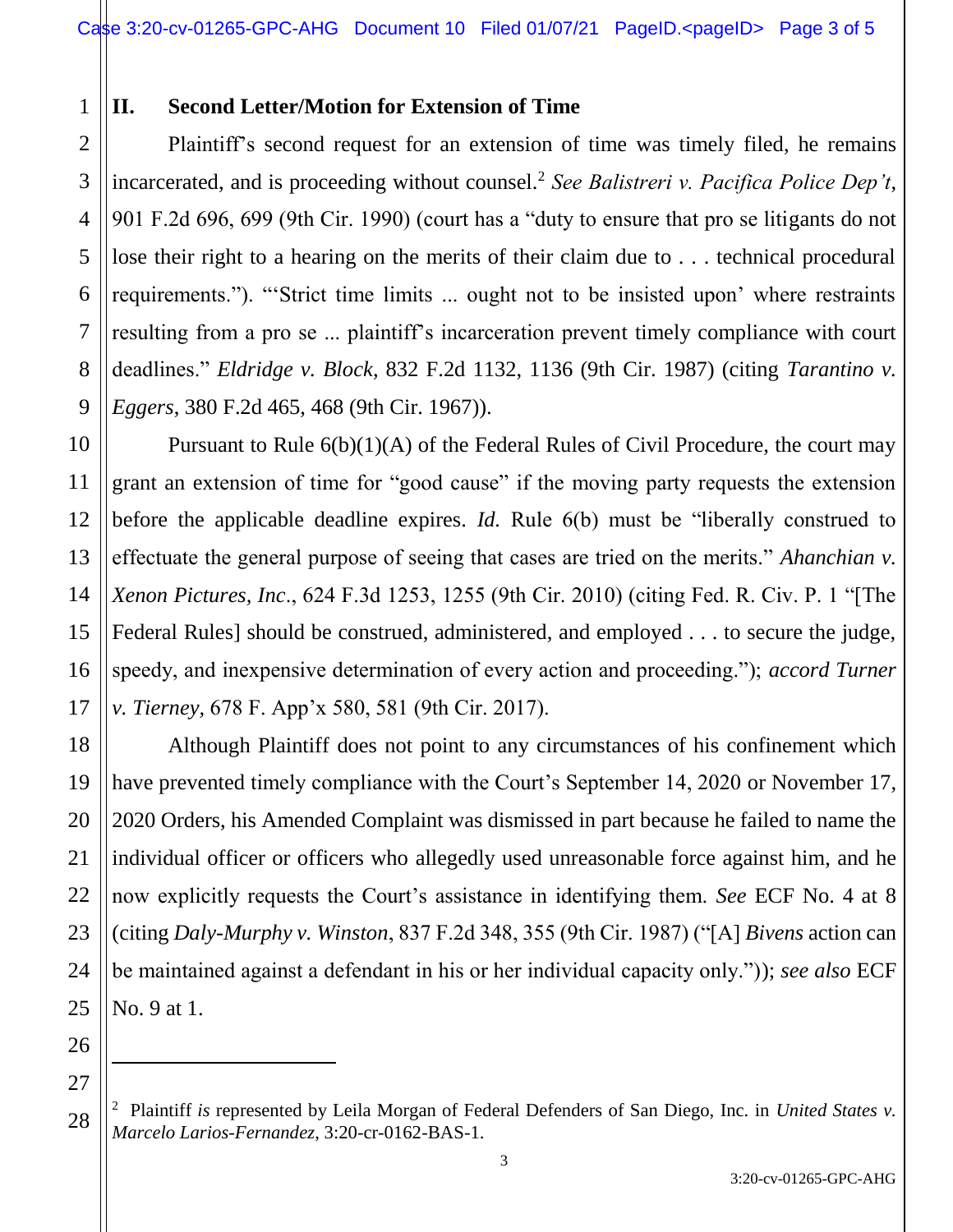## II. Second Letter/Motion for Extension of Time

Plaintiff's second request for an extension of time was timely filed, he remains incarcerated, and is proceeding without counsel.[2] *See Balistreri v. Pacifica Police Dep't*, 901 F.2d 696, 699 (9th Cir. 1990) (court has a "duty to ensure that pro se litigants do not lose their right to a hearing on the merits of their claim due to . . . technical procedural requirements."). "'Strict time limits ... ought not to be insisted upon' where restraints resulting from a pro se ... plaintiff's incarceration prevent timely compliance with court deadlines." *Eldridge v. Block*, 832 F.2d 1132, 1136 (9th Cir. 1987) (citing *Tarantino v. Eggers*, 380 F.2d 465, 468 (9th Cir. 1967)).

Pursuant to Rule 6(b)(1)(A) of the Federal Rules of Civil Procedure, the court may grant an extension of time for "good cause" if the moving party requests the extension before the applicable deadline expires. *Id.* Rule 6(b) must be "liberally construed to effectuate the general purpose of seeing that cases are tried on the merits." *Ahanchian v. Xenon Pictures, Inc*., 624 F.3d 1253, 1255 (9th Cir. 2010) (citing Fed. R. Civ. P. 1 "[The Federal Rules] should be construed, administered, and employed . . . to secure the judge, speedy, and inexpensive determination of every action and proceeding."); *accord Turner v. Tierney,* 678 F. App'x 580, 581 (9th Cir. 2017).

Although Plaintiff does not point to any circumstances of his confinement which have prevented timely compliance with the Court's September 14, 2020 or November 17, 2020 Orders, his Amended Complaint was dismissed in part because he failed to name the individual officer or officers who allegedly used unreasonable force against him, and he now explicitly requests the Court's assistance in identifying them. *See* ECF No. 4 at 8 (citing *Daly-Murphy v. Winston*, 837 F.2d 348, 355 (9th Cir. 1987) ("[A] *Bivens* action can be maintained against a defendant in his or her individual capacity only.")); *see also* ECF No. 9 at 1.

---

[2] Plaintiff *is* represented by Leila Morgan of Federal Defenders of San Diego, Inc. in *United States v. Marcelo Larios-Fernandez,* 3:20-cr-0162-BAS-1.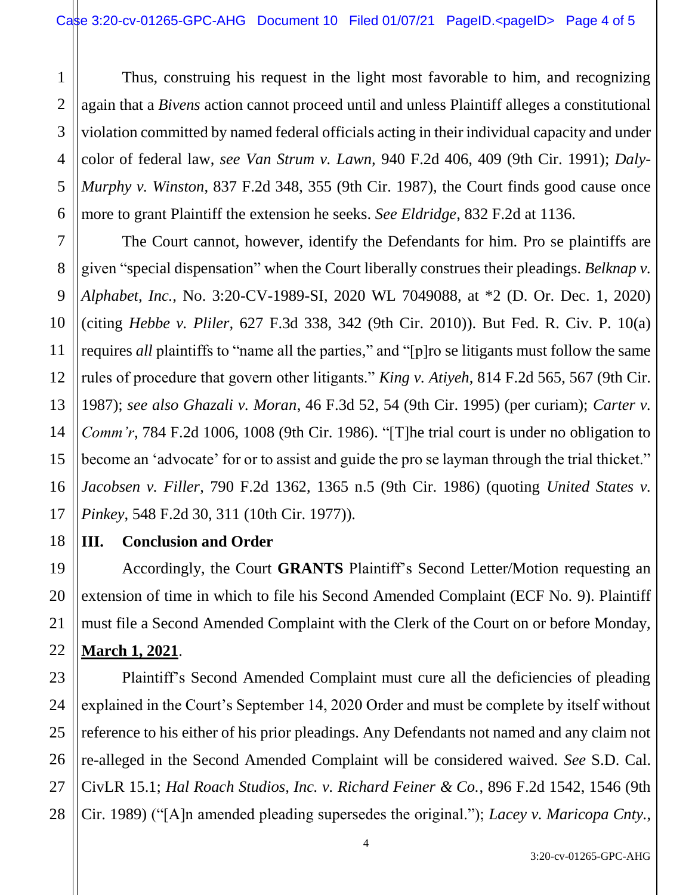Thus, construing his request in the light most favorable to him, and recognizing again that a *Bivens* action cannot proceed until and unless Plaintiff alleges a constitutional violation committed by named federal officials acting in their individual capacity and under color of federal law, *see Van Strum v. Lawn*, 940 F.2d 406, 409 (9th Cir. 1991); *Daly-Murphy v. Winston*, 837 F.2d 348, 355 (9th Cir. 1987), the Court finds good cause once more to grant Plaintiff the extension he seeks. *See Eldridge*, 832 F.2d at 1136.

The Court cannot, however, identify the Defendants for him. Pro se plaintiffs are given "special dispensation" when the Court liberally construes their pleadings. *Belknap v. Alphabet, Inc.*, No. 3:20-CV-1989-SI, 2020 WL 7049088, at *2 (D. Or. Dec. 1, 2020) (citing *Hebbe v. Pliler*, 627 F.3d 338, 342 (9th Cir. 2010)). But Fed. R. Civ. P. 10(a) requires *all* plaintiffs to "name all the parties," and "[p]ro se litigants must follow the same rules of procedure that govern other litigants." *King v. Atiyeh*, 814 F.2d 565, 567 (9th Cir. 1987); *see also Ghazali v. Moran*, 46 F.3d 52, 54 (9th Cir. 1995) (per curiam); *Carter v. Comm'r*, 784 F.2d 1006, 1008 (9th Cir. 1986). "[T]he trial court is under no obligation to become an 'advocate' for or to assist and guide the pro se layman through the trial thicket." *Jacobsen v. Filler*, 790 F.2d 1362, 1365 n.5 (9th Cir. 1986) (quoting *United States v. Pinkey*, 548 F.2d 30, 311 (10th Cir. 1977)).

## III. Conclusion and Order

Accordingly, the Court **GRANTS** Plaintiff's Second Letter/Motion requesting an extension of time in which to file his Second Amended Complaint (ECF No. 9). Plaintiff must file a Second Amended Complaint with the Clerk of the Court on or before Monday, **March 1, 2021**.

Plaintiff's Second Amended Complaint must cure all the deficiencies of pleading explained in the Court's September 14, 2020 Order and must be complete by itself without reference to his either of his prior pleadings. Any Defendants not named and any claim not re-alleged in the Second Amended Complaint will be considered waived. *See* S.D. Cal. CivLR 15.1; *Hal Roach Studios, Inc. v. Richard Feiner & Co.*, 896 F.2d 1542, 1546 (9th Cir. 1989) ("[A]n amended pleading supersedes the original."); *Lacey v. Maricopa Cnty.*,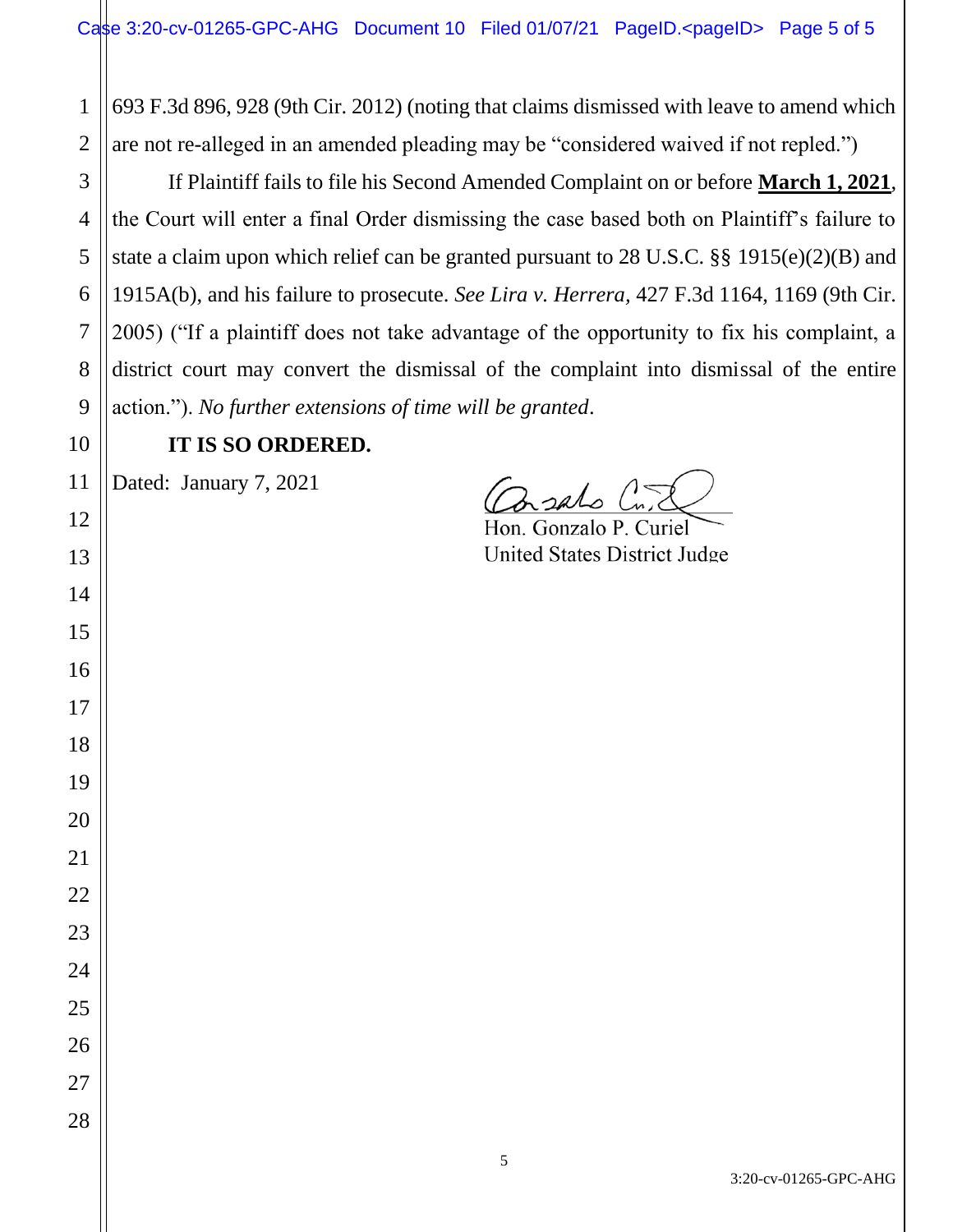693 F.3d 896, 928 (9th Cir. 2012) (noting that claims dismissed with leave to amend which are not re-alleged in an amended pleading may be "considered waived if not repled.")

If Plaintiff fails to file his Second Amended Complaint on or before **March 1, 2021**, the Court will enter a final Order dismissing the case based both on Plaintiff's failure to state a claim upon which relief can be granted pursuant to 28 U.S.C. §§ 1915(e)(2)(B) and 1915A(b), and his failure to prosecute. *See Lira v. Herrera*, 427 F.3d 1164, 1169 (9th Cir. 2005) ("If a plaintiff does not take advantage of the opportunity to fix his complaint, a district court may convert the dismissal of the complaint into dismissal of the entire action."). *No further extensions of time will be granted*.

**IT IS SO ORDERED.**

Dated: January 7, 2021

Hon. Gonzalo P. Curiel
United States District Judge